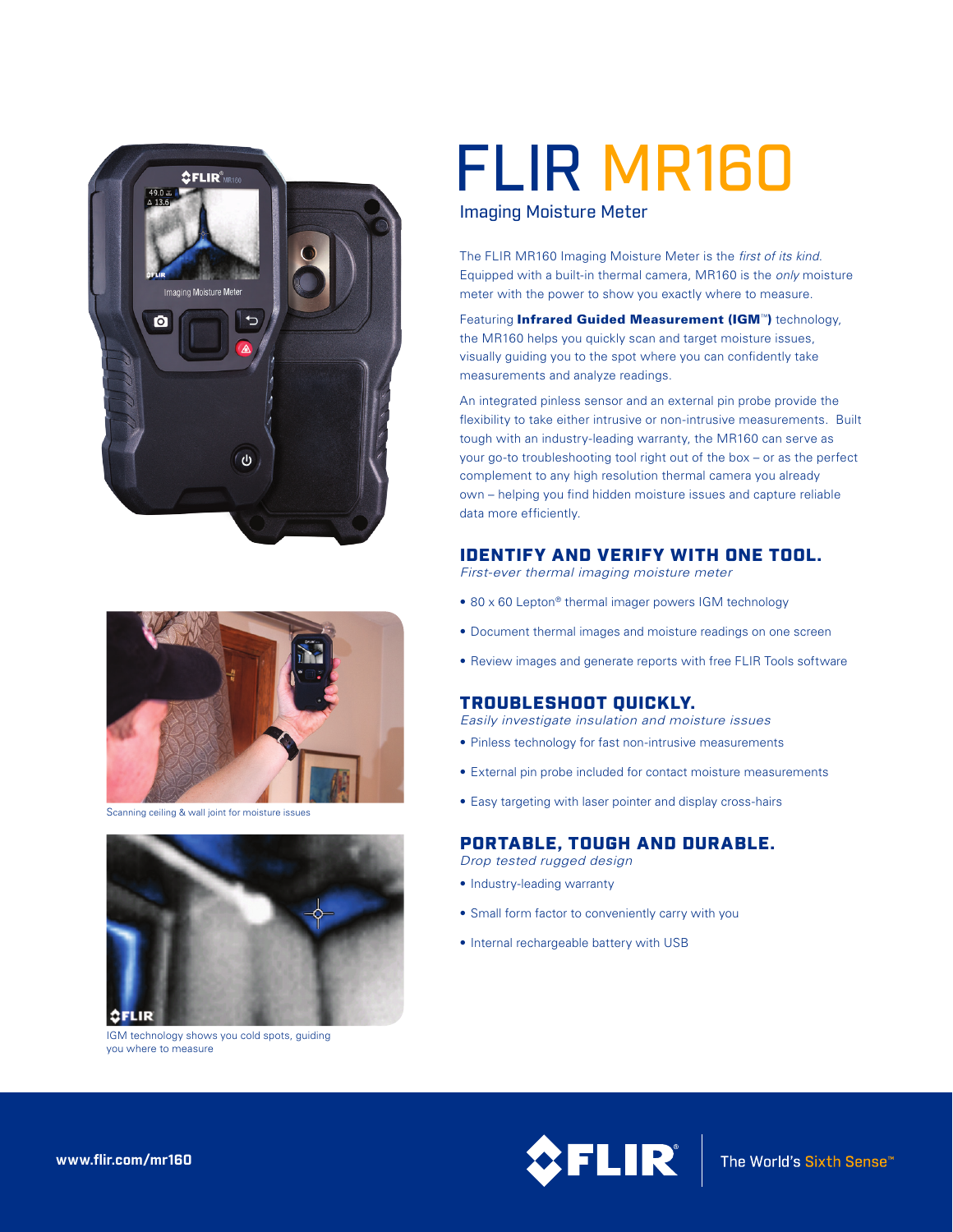# FLIR MR160

## Imaging Moisture Meter

The FLIR MR160 Imaging Moisture Meter is the *first of its kind.* Equipped with a built-in thermal camera, MR160 is the *only* moisture meter with the power to show you exactly where to measure.

Featuring **Infrared Guided Measurement (IGM™)** technology, the MR160 helps you quickly scan and target moisture issues, visually guiding you to the spot where you can confidently take measurements and analyze readings.

An integrated pinless sensor and an external pin probe provide the flexibility to take either intrusive or non-intrusive measurements. Built tough with an industry-leading warranty, the MR160 can serve as your go-to troubleshooting tool right out of the box – or as the perfect complement to any high resolution thermal camera you already own – helping you find hidden moisture issues and capture reliable data more efficiently.

Scanning ceiling & wall joint for moisture issues

IGM technology shows you cold spots, guiding you where to measure

## IDENTIFY AND VERIFY WITH ONE TOOL.

*First-ever thermal imaging moisture meter*

- 80 x 60 Lepton® thermal imager powers IGM technology
- Document thermal images and moisture readings on one screen
- Review images and generate reports with free FLIR Tools software

## TROUBLESHOOT QUICKLY.

*Easily investigate insulation and moisture issues*

- Pinless technology for fast non-intrusive measurements
- External pin probe included for contact moisture measurements
- Easy targeting with laser pointer and display cross-hairs

## PORTABLE, TOUGH AND DURABLE.

*Drop tested rugged design*

- Industry-leading warranty
- Small form factor to conveniently carry with you
- Internal rechargeable battery with USB

www.flir.com/mr160

FLIR® The World's Sixth Sense™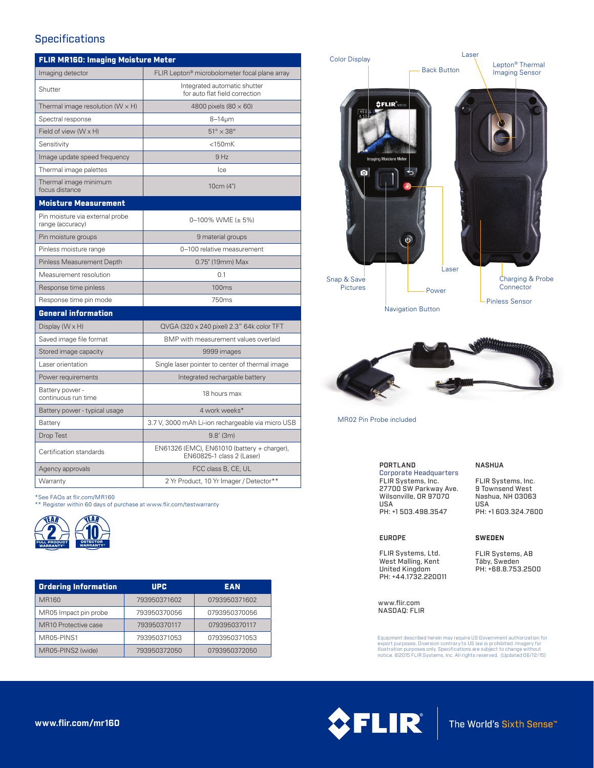## Specifications

| FLIR MR160: Imaging Moisture Meter | |
|---|---|
| Imaging detector | FLIR Lepton® microbolometer focal plane array |
| Shutter | Integrated automatic shutter for auto flat field correction |
| Thermal image resolution (W × H) | 4800 pixels (80 × 60) |
| Spectral response | 8–14µm |
| Field of view (W x H) | 51° × 38° |
| Sensitivity | <150mK |
| Image update speed frequency | 9 Hz |
| Thermal image palettes | Ice |
| Thermal image minimum focus distance | 10cm (4") |
| **Moisture Measurement** | |
| Pin moisture via external probe range (accuracy) | 0–100% WME (± 5%) |
| Pin moisture groups | 9 material groups |
| Pinless moisture range | 0–100 relative measurement |
| Pinless Measurement Depth | 0.75" (19mm) Max |
| Measurement resolution | 0.1 |
| Response time pinless | 100ms |
| Response time pin mode | 750ms |
| **General information** | |
| Display (W x H) | QVGA (320 x 240 pixel) 2.3" 64k color TFT |
| Saved image file format | BMP with measurement values overlaid |
| Stored image capacity | 9999 images |
| Laser orientation | Single laser pointer to center of thermal image |
| Power requirements | Integrated rechargable battery |
| Battery power - continuous run time | 18 hours max |
| Battery power - typical usage | 4 work weeks* |
| Battery | 3.7 V, 3000 mAh Li-ion rechargeable via micro USB |
| Drop Test | 9.8' (3m) |
| Certification standards | EN61326 (EMC), EN61010 (battery + charger), EN60825-1 class 2 (Laser) |
| Agency approvals | FCC class B, CE, UL |
| Warranty | 2 Yr Product, 10 Yr Imager / Detector** |

*See FAQs at flir.com/MR160
** Register within 60 days of purchase at www.flir.com/testwarranty

YEAR 2 FULL PRODUCT WARRANTY*
YEAR 10 DETECTOR WARRANTY*

| Ordering Information | UPC | EAN |
|---|---|---|
| MR160 | 793950371602 | 0793950371602 |
| MR05 Impact pin probe | 793950370056 | 0793950370056 |
| MR10 Protective case | 793950370117 | 0793950370117 |
| MR05-PINS1 | 793950371053 | 0793950371053 |
| MR05-PINS2 (wide) | 793950372050 | 0793950372050 |

Color Display
Back Button
Laser
Lepton® Thermal Imaging Sensor
Snap & Save Pictures
Power
Laser
Navigation Button
Charging & Probe Connector
Pinless Sensor

MR02 Pin Probe included

**PORTLAND**
Corporate Headquarters
FLIR Systems, Inc.
27700 SW Parkway Ave.
Wilsonville, OR 97070
USA
PH: +1 503.498.3547

**NASHUA**
FLIR Systems, Inc.
9 Townsend West
Nashua, NH 03063
USA
PH: +1 603.324.7600

**EUROPE**
FLIR Systems, Ltd.
West Malling, Kent
United Kingdom
PH: +44.1732.220011

**SWEDEN**
FLIR Systems, AB
Täby, Sweden
PH: +68.8.753.2500

www.flir.com
NASDAQ: FLIR

Equipment described herein may require US Government authorization for export purposes. Diversion contrary to US law is prohibited. Imagery for illustration purposes only. Specifications are subject to change without notice. ©2015 FLIR Systems, Inc. All rights reserved. (Updated 06/12/15)

www.flir.com/mr160

FLIR® The World's Sixth Sense™